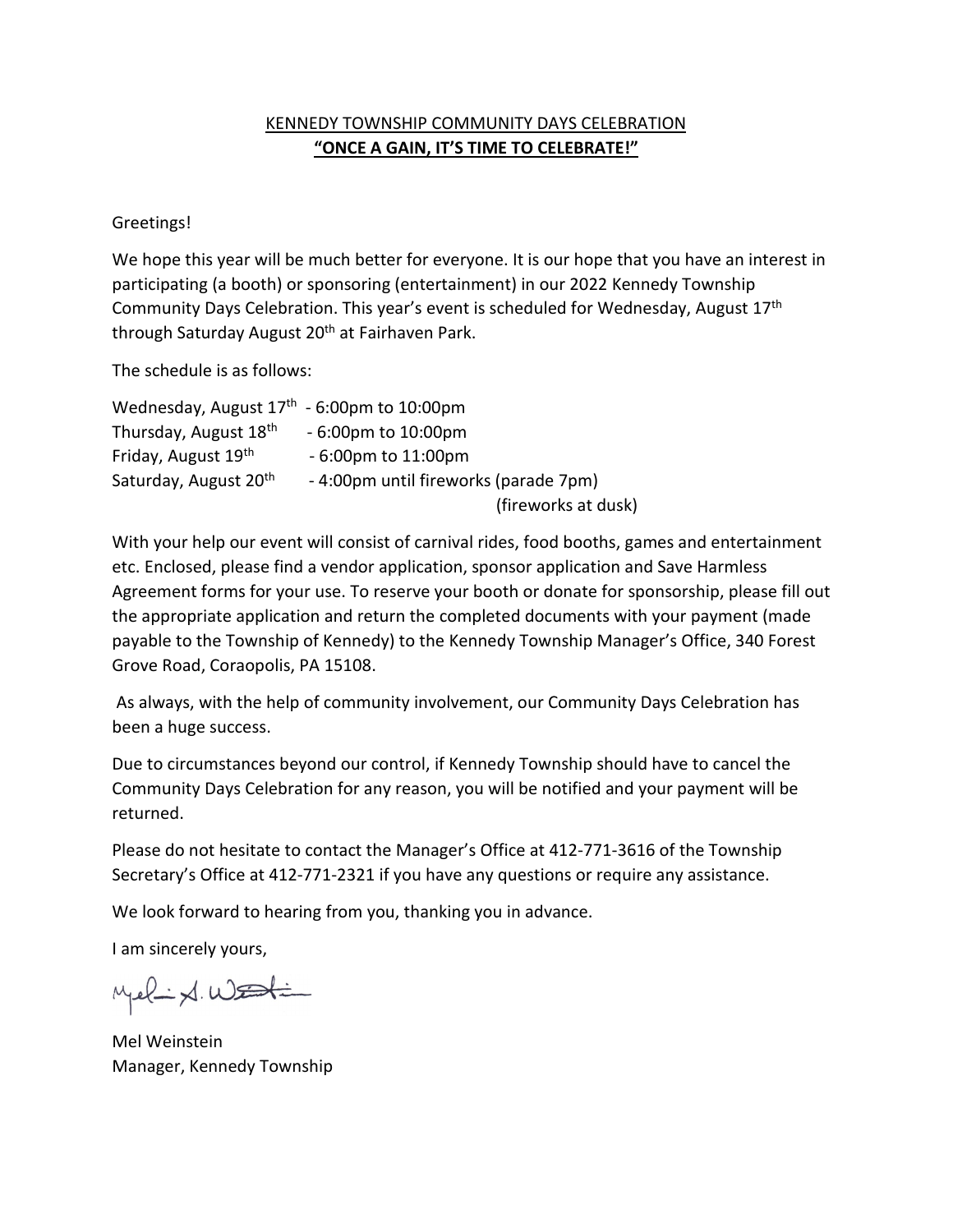<u>KENNEDY TOWNSHIP COMMUNITY DAYS CELEBRATION</u>

**<u>"ONCE A GAIN, IT'S TIME TO CELEBRATE!"</u>**

Greetings!

We hope this year will be much better for everyone. It is our hope that you have an interest in participating (a booth) or sponsoring (entertainment) in our 2022 Kennedy Township Community Days Celebration. This year's event is scheduled for Wednesday, August 17th through Saturday August 20th at Fairhaven Park.

The schedule is as follows:

Wednesday, August 17th - 6:00pm to 10:00pm
Thursday, August 18th - 6:00pm to 10:00pm
Friday, August 19th - 6:00pm to 11:00pm
Saturday, August 20th - 4:00pm until fireworks (parade 7pm)
(fireworks at dusk)

With your help our event will consist of carnival rides, food booths, games and entertainment etc. Enclosed, please find a vendor application, sponsor application and Save Harmless Agreement forms for your use. To reserve your booth or donate for sponsorship, please fill out the appropriate application and return the completed documents with your payment (made payable to the Township of Kennedy) to the Kennedy Township Manager's Office, 340 Forest Grove Road, Coraopolis, PA 15108.

As always, with the help of community involvement, our Community Days Celebration has been a huge success.

Due to circumstances beyond our control, if Kennedy Township should have to cancel the Community Days Celebration for any reason, you will be notified and your payment will be returned.

Please do not hesitate to contact the Manager's Office at 412-771-3616 of the Township Secretary's Office at 412-771-2321 if you have any questions or require any assistance.

We look forward to hearing from you, thanking you in advance.

I am sincerely yours,

Melvin A. Weinstein

Mel Weinstein
Manager, Kennedy Township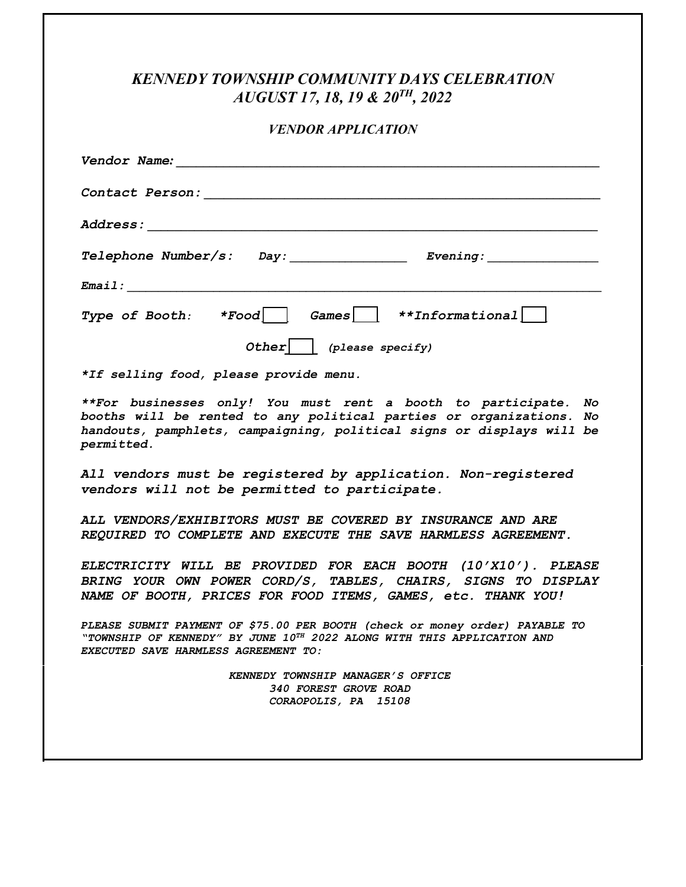# *KENNEDY TOWNSHIP COMMUNITY DAYS CELEBRATION*
# *AUGUST 17, 18, 19 & 20TH, 2022*

## *VENDOR APPLICATION*

***Vendor Name:*** ____________________________________________________________

***Contact Person:*** __________________________________________________________

***Address:*** ________________________________________________________________

***Telephone Number/s:*** *Day:* ________________ *Evening:* ________________

***Email:*** __________________________________________________________________

***Type of Booth:*** ***\*Food*** [ ] ***Games*** [ ] ***\*\*Informational*** [ ]

***Other*** [ ] *(please specify)*

***\*If selling food, please provide menu.***

***\*\*For businesses only! You must rent a booth to participate. No booths will be rented to any political parties or organizations. No handouts, pamphlets, campaigning, political signs or displays will be permitted.***

***All vendors must be registered by application. Non-registered vendors will not be permitted to participate.***

***ALL VENDORS/EXHIBITORS MUST BE COVERED BY INSURANCE AND ARE REQUIRED TO COMPLETE AND EXECUTE THE SAVE HARMLESS AGREEMENT.***

***ELECTRICITY WILL BE PROVIDED FOR EACH BOOTH (10'X10'). PLEASE BRING YOUR OWN POWER CORD/S, TABLES, CHAIRS, SIGNS TO DISPLAY NAME OF BOOTH, PRICES FOR FOOD ITEMS, GAMES, etc. THANK YOU!***

***PLEASE SUBMIT PAYMENT OF $75.00 PER BOOTH (check or money order) PAYABLE TO "TOWNSHIP OF KENNEDY" BY JUNE 10TH 2022 ALONG WITH THIS APPLICATION AND EXECUTED SAVE HARMLESS AGREEMENT TO:***

***KENNEDY TOWNSHIP MANAGER'S OFFICE***
***340 FOREST GROVE ROAD***
***CORAOPOLIS, PA 15108***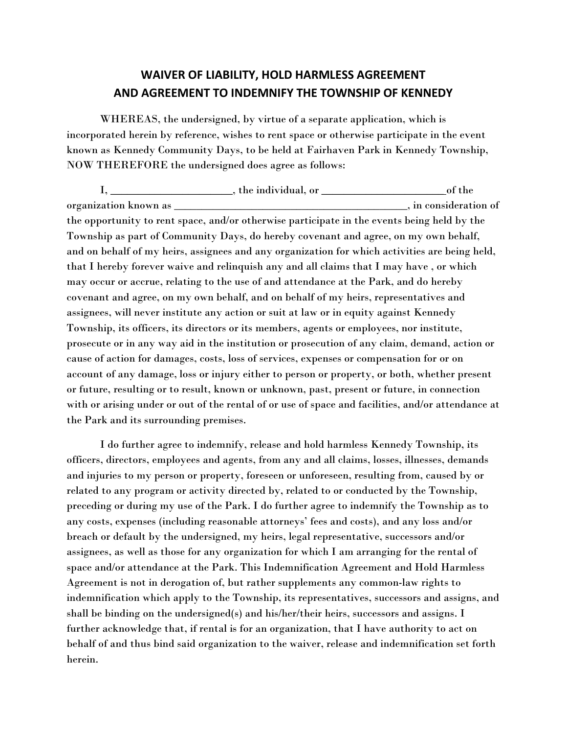# WAIVER OF LIABILITY, HOLD HARMLESS AGREEMENT AND AGREEMENT TO INDEMNIFY THE TOWNSHIP OF KENNEDY

WHEREAS, the undersigned, by virtue of a separate application, which is incorporated herein by reference, wishes to rent space or otherwise participate in the event known as Kennedy Community Days, to be held at Fairhaven Park in Kennedy Township, NOW THEREFORE the undersigned does agree as follows:

I, ______________________, the individual, or ______________________of the organization known as __________________________________________, in consideration of the opportunity to rent space, and/or otherwise participate in the events being held by the Township as part of Community Days, do hereby covenant and agree, on my own behalf, and on behalf of my heirs, assignees and any organization for which activities are being held, that I hereby forever waive and relinquish any and all claims that I may have , or which may occur or accrue, relating to the use of and attendance at the Park, and do hereby covenant and agree, on my own behalf, and on behalf of my heirs, representatives and assignees, will never institute any action or suit at law or in equity against Kennedy Township, its officers, its directors or its members, agents or employees, nor institute, prosecute or in any way aid in the institution or prosecution of any claim, demand, action or cause of action for damages, costs, loss of services, expenses or compensation for or on account of any damage, loss or injury either to person or property, or both, whether present or future, resulting or to result, known or unknown, past, present or future, in connection with or arising under or out of the rental of or use of space and facilities, and/or attendance at the Park and its surrounding premises.

I do further agree to indemnify, release and hold harmless Kennedy Township, its officers, directors, employees and agents, from any and all claims, losses, illnesses, demands and injuries to my person or property, foreseen or unforeseen, resulting from, caused by or related to any program or activity directed by, related to or conducted by the Township, preceding or during my use of the Park. I do further agree to indemnify the Township as to any costs, expenses (including reasonable attorneys' fees and costs), and any loss and/or breach or default by the undersigned, my heirs, legal representative, successors and/or assignees, as well as those for any organization for which I am arranging for the rental of space and/or attendance at the Park. This Indemnification Agreement and Hold Harmless Agreement is not in derogation of, but rather supplements any common-law rights to indemnification which apply to the Township, its representatives, successors and assigns, and shall be binding on the undersigned(s) and his/her/their heirs, successors and assigns. I further acknowledge that, if rental is for an organization, that I have authority to act on behalf of and thus bind said organization to the waiver, release and indemnification set forth herein.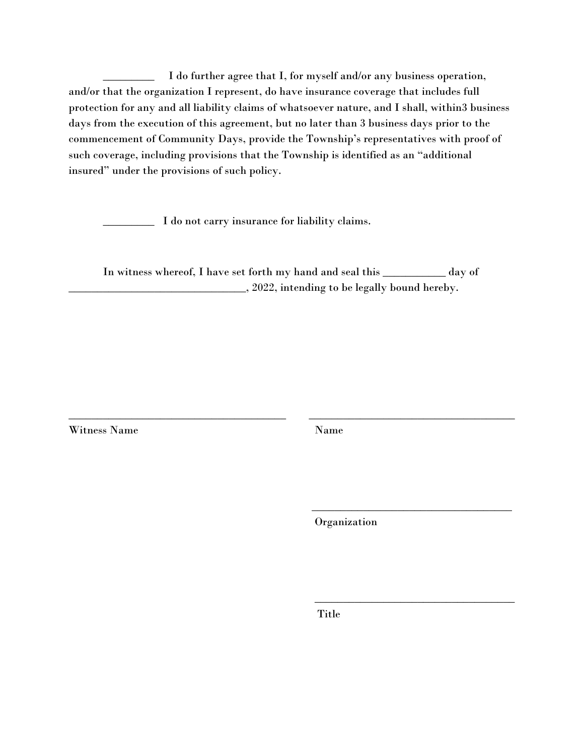_________ I do further agree that I, for myself and/or any business operation, and/or that the organization I represent, do have insurance coverage that includes full protection for any and all liability claims of whatsoever nature, and I shall, within3 business days from the execution of this agreement, but no later than 3 business days prior to the commencement of Community Days, provide the Township's representatives with proof of such coverage, including provisions that the Township is identified as an "additional insured" under the provisions of such policy.

_________ I do not carry insurance for liability claims.

In witness whereof, I have set forth my hand and seal this ___________ day of ________________________________, 2022, intending to be legally bound hereby.

________________________________________
Witness Name

________________________________________
Name

________________________________________
Organization

________________________________________
Title